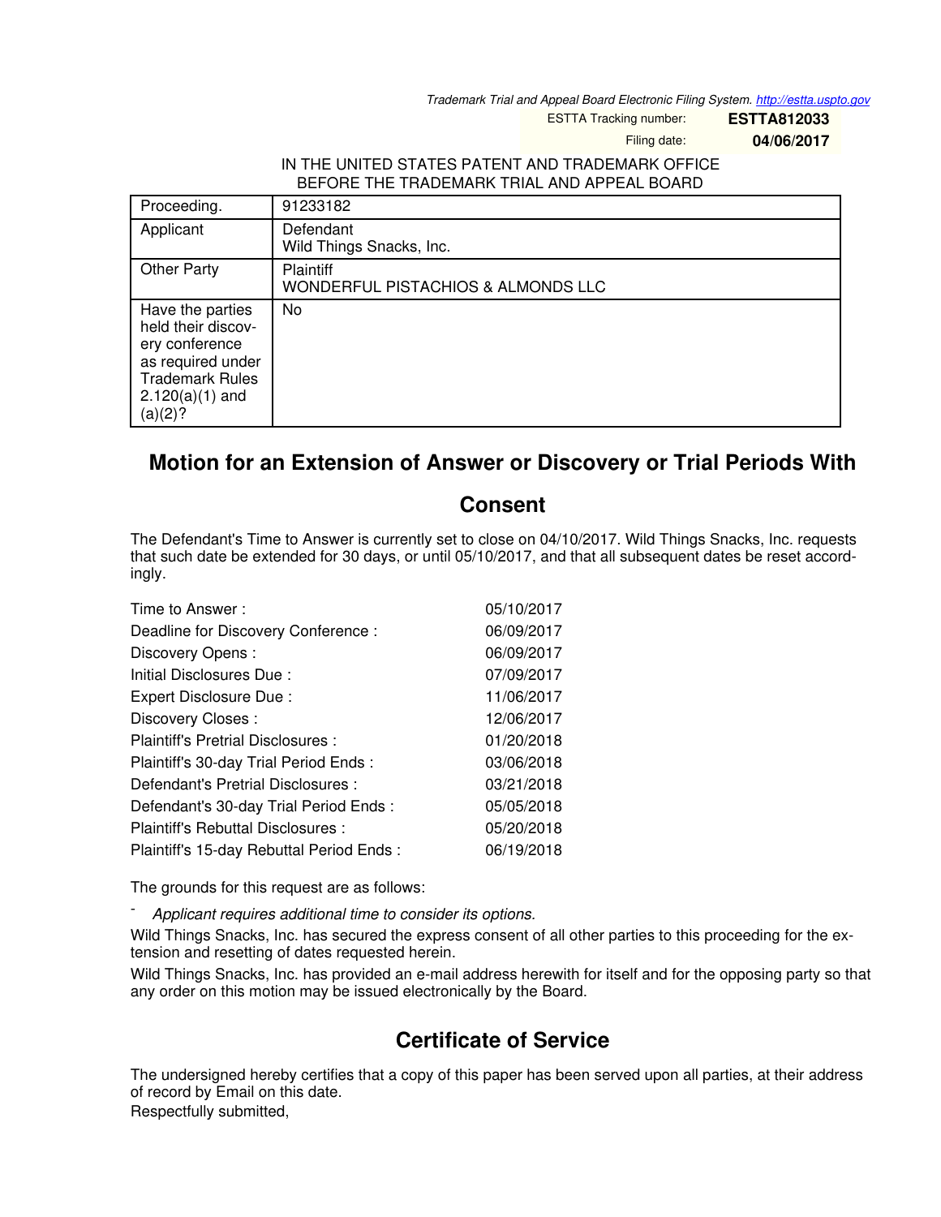Trademark Trial and Appeal Board Electronic Filing System. http://estta.uspto.gov

ESTTA Tracking number: **ESTTA812033**

Filing date: **04/06/2017**

IN THE UNITED STATES PATENT AND TRADEMARK OFFICE
BEFORE THE TRADEMARK TRIAL AND APPEAL BOARD

| Proceeding. | 91233182 |
|---|---|
| Applicant | Defendant<br>Wild Things Snacks, Inc. |
| Other Party | Plaintiff<br>WONDERFUL PISTACHIOS & ALMONDS LLC |
| Have the parties held their discovery conference as required under Trademark Rules 2.120(a)(1) and (a)(2)? | No |

# Motion for an Extension of Answer or Discovery or Trial Periods With Consent

The Defendant's Time to Answer is currently set to close on 04/10/2017. Wild Things Snacks, Inc. requests that such date be extended for 30 days, or until 05/10/2017, and that all subsequent dates be reset accordingly.

| | |
|---|---|
| Time to Answer : | 05/10/2017 |
| Deadline for Discovery Conference : | 06/09/2017 |
| Discovery Opens : | 06/09/2017 |
| Initial Disclosures Due : | 07/09/2017 |
| Expert Disclosure Due : | 11/06/2017 |
| Discovery Closes : | 12/06/2017 |
| Plaintiff's Pretrial Disclosures : | 01/20/2018 |
| Plaintiff's 30-day Trial Period Ends : | 03/06/2018 |
| Defendant's Pretrial Disclosures : | 03/21/2018 |
| Defendant's 30-day Trial Period Ends : | 05/05/2018 |
| Plaintiff's Rebuttal Disclosures : | 05/20/2018 |
| Plaintiff's 15-day Rebuttal Period Ends : | 06/19/2018 |

The grounds for this request are as follows:

- *Applicant requires additional time to consider its options.*

Wild Things Snacks, Inc. has secured the express consent of all other parties to this proceeding for the extension and resetting of dates requested herein.

Wild Things Snacks, Inc. has provided an e-mail address herewith for itself and for the opposing party so that any order on this motion may be issued electronically by the Board.

# Certificate of Service

The undersigned hereby certifies that a copy of this paper has been served upon all parties, at their address of record by Email on this date.

Respectfully submitted,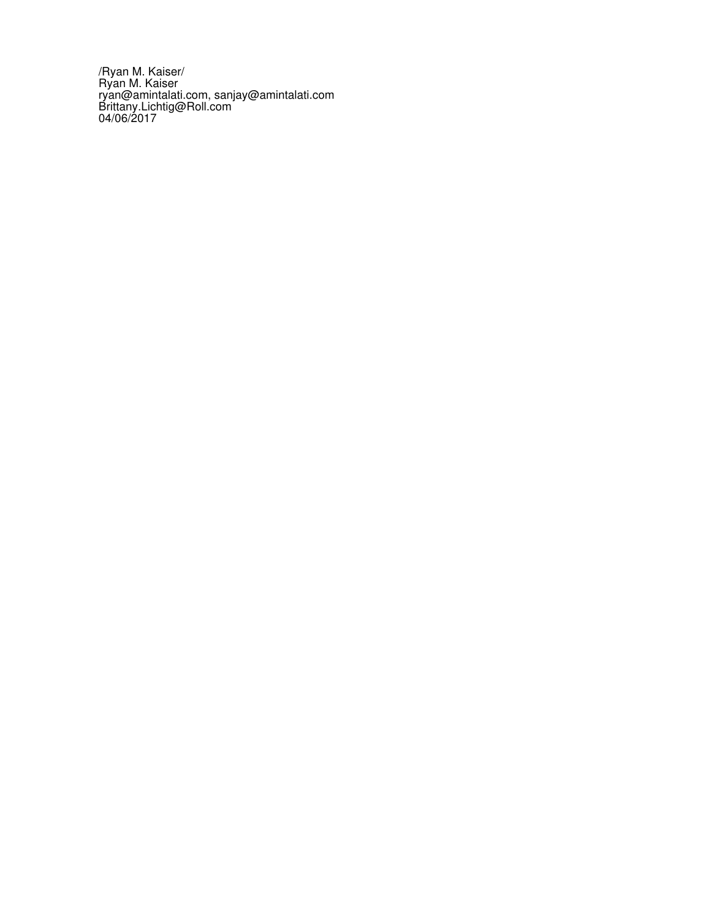/Ryan M. Kaiser/
Ryan M. Kaiser
ryan@amintalati.com, sanjay@amintalati.com
Brittany.Lichtig@Roll.com
04/06/2017